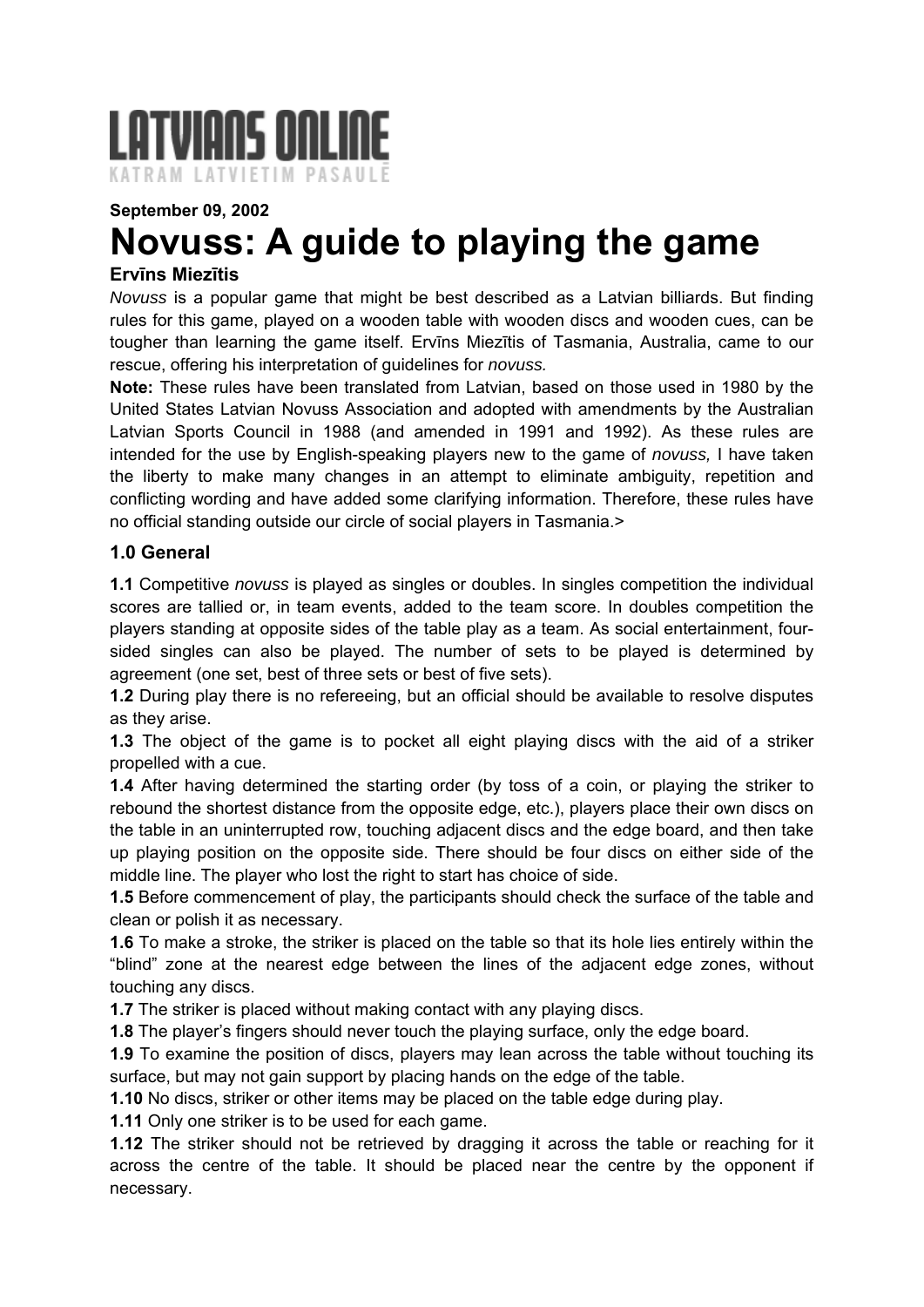# LATVIANS ONLINE

KATRAM LATVIETIM PASAULĒ

**September 09, 2002**

# Novuss: A guide to playing the game

**Ervīns Miezītis**

*Novuss* is a popular game that might be best described as a Latvian billiards. But finding rules for this game, played on a wooden table with wooden discs and wooden cues, can be tougher than learning the game itself. Ervīns Miezītis of Tasmania, Australia, came to our rescue, offering his interpretation of guidelines for *novuss.*

**Note:** These rules have been translated from Latvian, based on those used in 1980 by the United States Latvian Novuss Association and adopted with amendments by the Australian Latvian Sports Council in 1988 (and amended in 1991 and 1992). As these rules are intended for the use by English-speaking players new to the game of *novuss,* I have taken the liberty to make many changes in an attempt to eliminate ambiguity, repetition and conflicting wording and have added some clarifying information. Therefore, these rules have no official standing outside our circle of social players in Tasmania.>

## 1.0 General

**1.1** Competitive *novuss* is played as singles or doubles. In singles competition the individual scores are tallied or, in team events, added to the team score. In doubles competition the players standing at opposite sides of the table play as a team. As social entertainment, four-sided singles can also be played. The number of sets to be played is determined by agreement (one set, best of three sets or best of five sets).

**1.2** During play there is no refereeing, but an official should be available to resolve disputes as they arise.

**1.3** The object of the game is to pocket all eight playing discs with the aid of a striker propelled with a cue.

**1.4** After having determined the starting order (by toss of a coin, or playing the striker to rebound the shortest distance from the opposite edge, etc.), players place their own discs on the table in an uninterrupted row, touching adjacent discs and the edge board, and then take up playing position on the opposite side. There should be four discs on either side of the middle line. The player who lost the right to start has choice of side.

**1.5** Before commencement of play, the participants should check the surface of the table and clean or polish it as necessary.

**1.6** To make a stroke, the striker is placed on the table so that its hole lies entirely within the "blind" zone at the nearest edge between the lines of the adjacent edge zones, without touching any discs.

**1.7** The striker is placed without making contact with any playing discs.

**1.8** The player's fingers should never touch the playing surface, only the edge board.

**1.9** To examine the position of discs, players may lean across the table without touching its surface, but may not gain support by placing hands on the edge of the table.

**1.10** No discs, striker or other items may be placed on the table edge during play.

**1.11** Only one striker is to be used for each game.

**1.12** The striker should not be retrieved by dragging it across the table or reaching for it across the centre of the table. It should be placed near the centre by the opponent if necessary.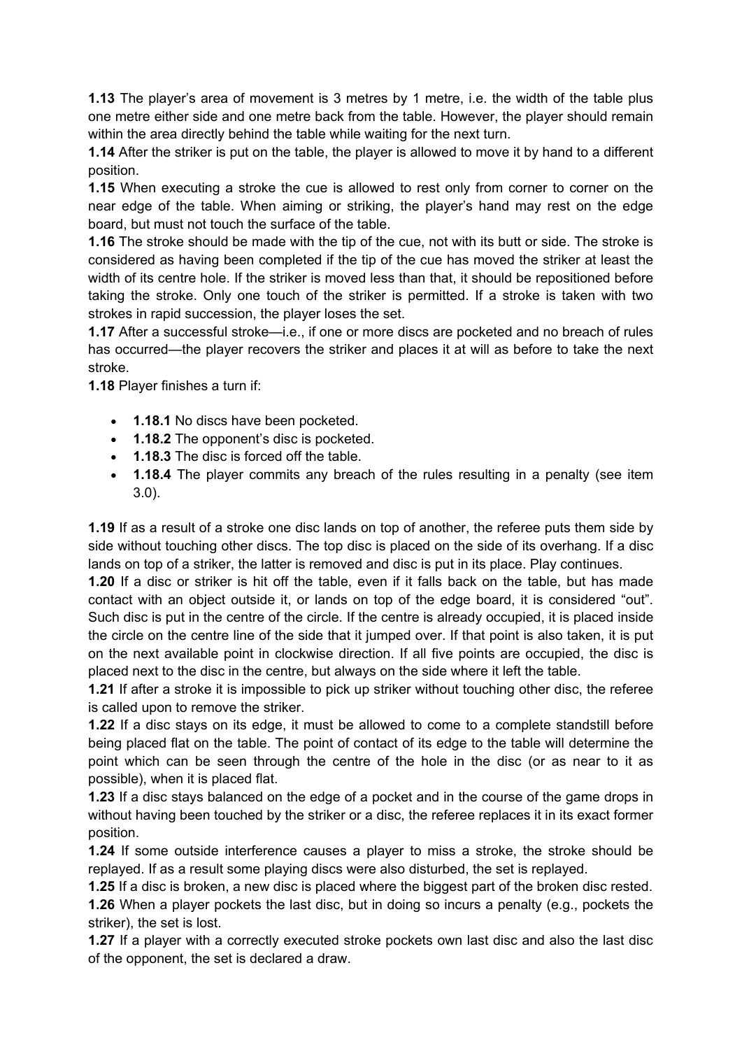**1.13** The player's area of movement is 3 metres by 1 metre, i.e. the width of the table plus one metre either side and one metre back from the table. However, the player should remain within the area directly behind the table while waiting for the next turn.

**1.14** After the striker is put on the table, the player is allowed to move it by hand to a different position.

**1.15** When executing a stroke the cue is allowed to rest only from corner to corner on the near edge of the table. When aiming or striking, the player's hand may rest on the edge board, but must not touch the surface of the table.

**1.16** The stroke should be made with the tip of the cue, not with its butt or side. The stroke is considered as having been completed if the tip of the cue has moved the striker at least the width of its centre hole. If the striker is moved less than that, it should be repositioned before taking the stroke. Only one touch of the striker is permitted. If a stroke is taken with two strokes in rapid succession, the player loses the set.

**1.17** After a successful stroke—i.e., if one or more discs are pocketed and no breach of rules has occurred—the player recovers the striker and places it at will as before to take the next stroke.

**1.18** Player finishes a turn if:

- **1.18.1** No discs have been pocketed.
- **1.18.2** The opponent's disc is pocketed.
- **1.18.3** The disc is forced off the table.
- **1.18.4** The player commits any breach of the rules resulting in a penalty (see item 3.0).

**1.19** If as a result of a stroke one disc lands on top of another, the referee puts them side by side without touching other discs. The top disc is placed on the side of its overhang. If a disc lands on top of a striker, the latter is removed and disc is put in its place. Play continues.

**1.20** If a disc or striker is hit off the table, even if it falls back on the table, but has made contact with an object outside it, or lands on top of the edge board, it is considered "out". Such disc is put in the centre of the circle. If the centre is already occupied, it is placed inside the circle on the centre line of the side that it jumped over. If that point is also taken, it is put on the next available point in clockwise direction. If all five points are occupied, the disc is placed next to the disc in the centre, but always on the side where it left the table.

**1.21** If after a stroke it is impossible to pick up striker without touching other disc, the referee is called upon to remove the striker.

**1.22** If a disc stays on its edge, it must be allowed to come to a complete standstill before being placed flat on the table. The point of contact of its edge to the table will determine the point which can be seen through the centre of the hole in the disc (or as near to it as possible), when it is placed flat.

**1.23** If a disc stays balanced on the edge of a pocket and in the course of the game drops in without having been touched by the striker or a disc, the referee replaces it in its exact former position.

**1.24** If some outside interference causes a player to miss a stroke, the stroke should be replayed. If as a result some playing discs were also disturbed, the set is replayed.

**1.25** If a disc is broken, a new disc is placed where the biggest part of the broken disc rested.

**1.26** When a player pockets the last disc, but in doing so incurs a penalty (e.g., pockets the striker), the set is lost.

**1.27** If a player with a correctly executed stroke pockets own last disc and also the last disc of the opponent, the set is declared a draw.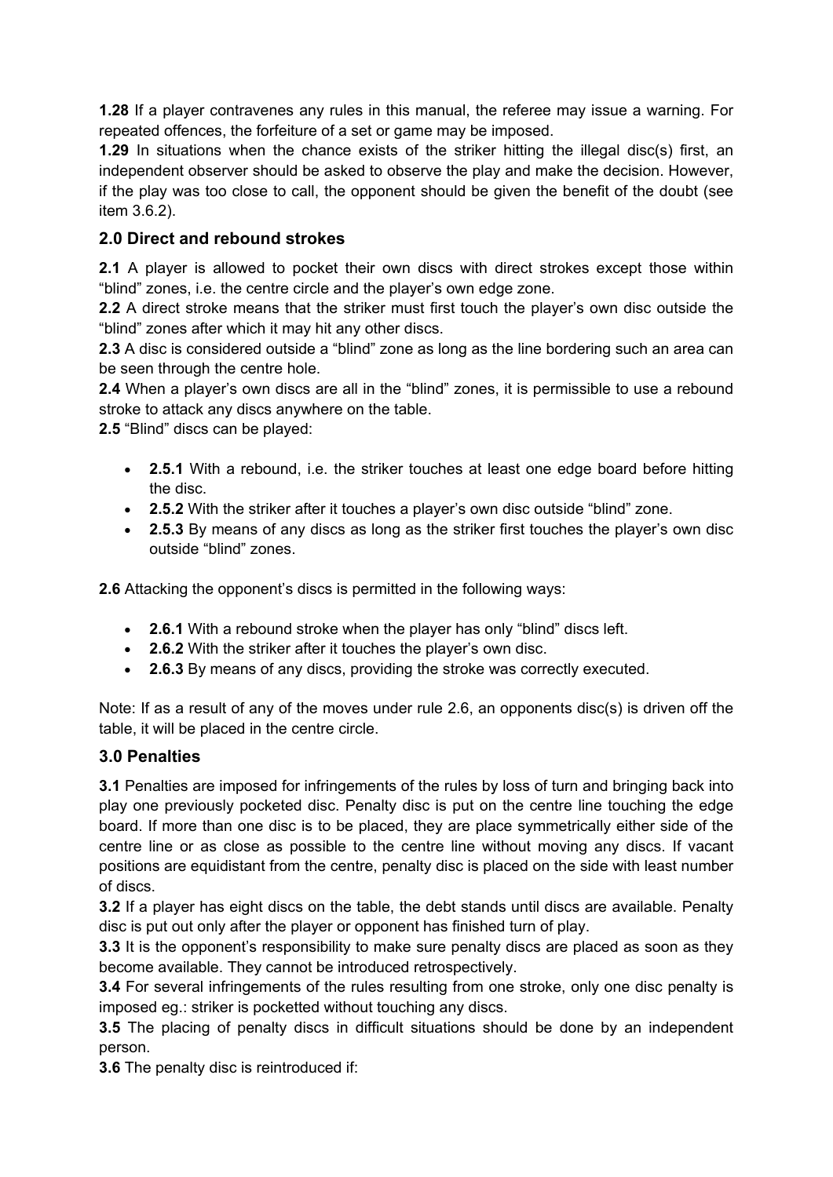**1.28** If a player contravenes any rules in this manual, the referee may issue a warning. For repeated offences, the forfeiture of a set or game may be imposed.

**1.29** In situations when the chance exists of the striker hitting the illegal disc(s) first, an independent observer should be asked to observe the play and make the decision. However, if the play was too close to call, the opponent should be given the benefit of the doubt (see item 3.6.2).

## 2.0 Direct and rebound strokes

**2.1** A player is allowed to pocket their own discs with direct strokes except those within "blind" zones, i.e. the centre circle and the player's own edge zone.

**2.2** A direct stroke means that the striker must first touch the player's own disc outside the "blind" zones after which it may hit any other discs.

**2.3** A disc is considered outside a "blind" zone as long as the line bordering such an area can be seen through the centre hole.

**2.4** When a player's own discs are all in the "blind" zones, it is permissible to use a rebound stroke to attack any discs anywhere on the table.

**2.5** "Blind" discs can be played:

- **2.5.1** With a rebound, i.e. the striker touches at least one edge board before hitting the disc.
- **2.5.2** With the striker after it touches a player's own disc outside "blind" zone.
- **2.5.3** By means of any discs as long as the striker first touches the player's own disc outside "blind" zones.

**2.6** Attacking the opponent's discs is permitted in the following ways:

- **2.6.1** With a rebound stroke when the player has only "blind" discs left.
- **2.6.2** With the striker after it touches the player's own disc.
- **2.6.3** By means of any discs, providing the stroke was correctly executed.

Note: If as a result of any of the moves under rule 2.6, an opponents disc(s) is driven off the table, it will be placed in the centre circle.

## 3.0 Penalties

**3.1** Penalties are imposed for infringements of the rules by loss of turn and bringing back into play one previously pocketed disc. Penalty disc is put on the centre line touching the edge board. If more than one disc is to be placed, they are place symmetrically either side of the centre line or as close as possible to the centre line without moving any discs. If vacant positions are equidistant from the centre, penalty disc is placed on the side with least number of discs.

**3.2** If a player has eight discs on the table, the debt stands until discs are available. Penalty disc is put out only after the player or opponent has finished turn of play.

**3.3** It is the opponent's responsibility to make sure penalty discs are placed as soon as they become available. They cannot be introduced retrospectively.

**3.4** For several infringements of the rules resulting from one stroke, only one disc penalty is imposed eg.: striker is pocketted without touching any discs.

**3.5** The placing of penalty discs in difficult situations should be done by an independent person.

**3.6** The penalty disc is reintroduced if: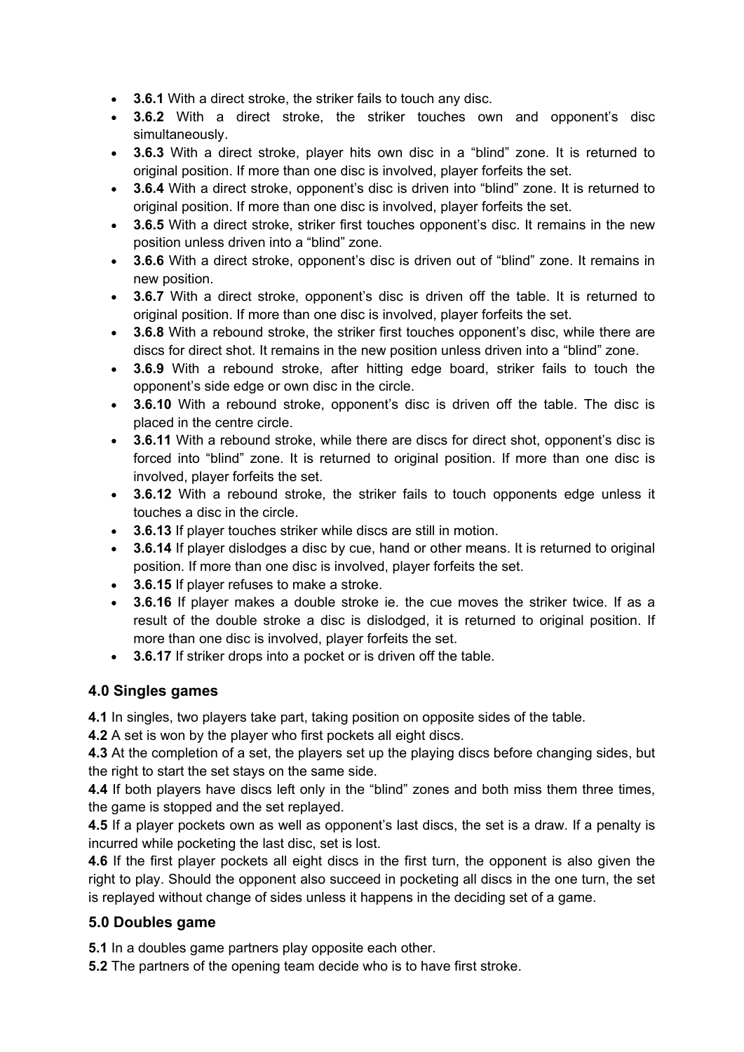- **3.6.1** With a direct stroke, the striker fails to touch any disc.
- **3.6.2** With a direct stroke, the striker touches own and opponent's disc simultaneously.
- **3.6.3** With a direct stroke, player hits own disc in a "blind" zone. It is returned to original position. If more than one disc is involved, player forfeits the set.
- **3.6.4** With a direct stroke, opponent's disc is driven into "blind" zone. It is returned to original position. If more than one disc is involved, player forfeits the set.
- **3.6.5** With a direct stroke, striker first touches opponent's disc. It remains in the new position unless driven into a "blind" zone.
- **3.6.6** With a direct stroke, opponent's disc is driven out of "blind" zone. It remains in new position.
- **3.6.7** With a direct stroke, opponent's disc is driven off the table. It is returned to original position. If more than one disc is involved, player forfeits the set.
- **3.6.8** With a rebound stroke, the striker first touches opponent's disc, while there are discs for direct shot. It remains in the new position unless driven into a "blind" zone.
- **3.6.9** With a rebound stroke, after hitting edge board, striker fails to touch the opponent's side edge or own disc in the circle.
- **3.6.10** With a rebound stroke, opponent's disc is driven off the table. The disc is placed in the centre circle.
- **3.6.11** With a rebound stroke, while there are discs for direct shot, opponent's disc is forced into "blind" zone. It is returned to original position. If more than one disc is involved, player forfeits the set.
- **3.6.12** With a rebound stroke, the striker fails to touch opponents edge unless it touches a disc in the circle.
- **3.6.13** If player touches striker while discs are still in motion.
- **3.6.14** If player dislodges a disc by cue, hand or other means. It is returned to original position. If more than one disc is involved, player forfeits the set.
- **3.6.15** If player refuses to make a stroke.
- **3.6.16** If player makes a double stroke ie. the cue moves the striker twice. If as a result of the double stroke a disc is dislodged, it is returned to original position. If more than one disc is involved, player forfeits the set.
- **3.6.17** If striker drops into a pocket or is driven off the table.

## 4.0 Singles games

**4.1** In singles, two players take part, taking position on opposite sides of the table.

**4.2** A set is won by the player who first pockets all eight discs.

**4.3** At the completion of a set, the players set up the playing discs before changing sides, but the right to start the set stays on the same side.

**4.4** If both players have discs left only in the "blind" zones and both miss them three times, the game is stopped and the set replayed.

**4.5** If a player pockets own as well as opponent's last discs, the set is a draw. If a penalty is incurred while pocketing the last disc, set is lost.

**4.6** If the first player pockets all eight discs in the first turn, the opponent is also given the right to play. Should the opponent also succeed in pocketing all discs in the one turn, the set is replayed without change of sides unless it happens in the deciding set of a game.

## 5.0 Doubles game

**5.1** In a doubles game partners play opposite each other.

**5.2** The partners of the opening team decide who is to have first stroke.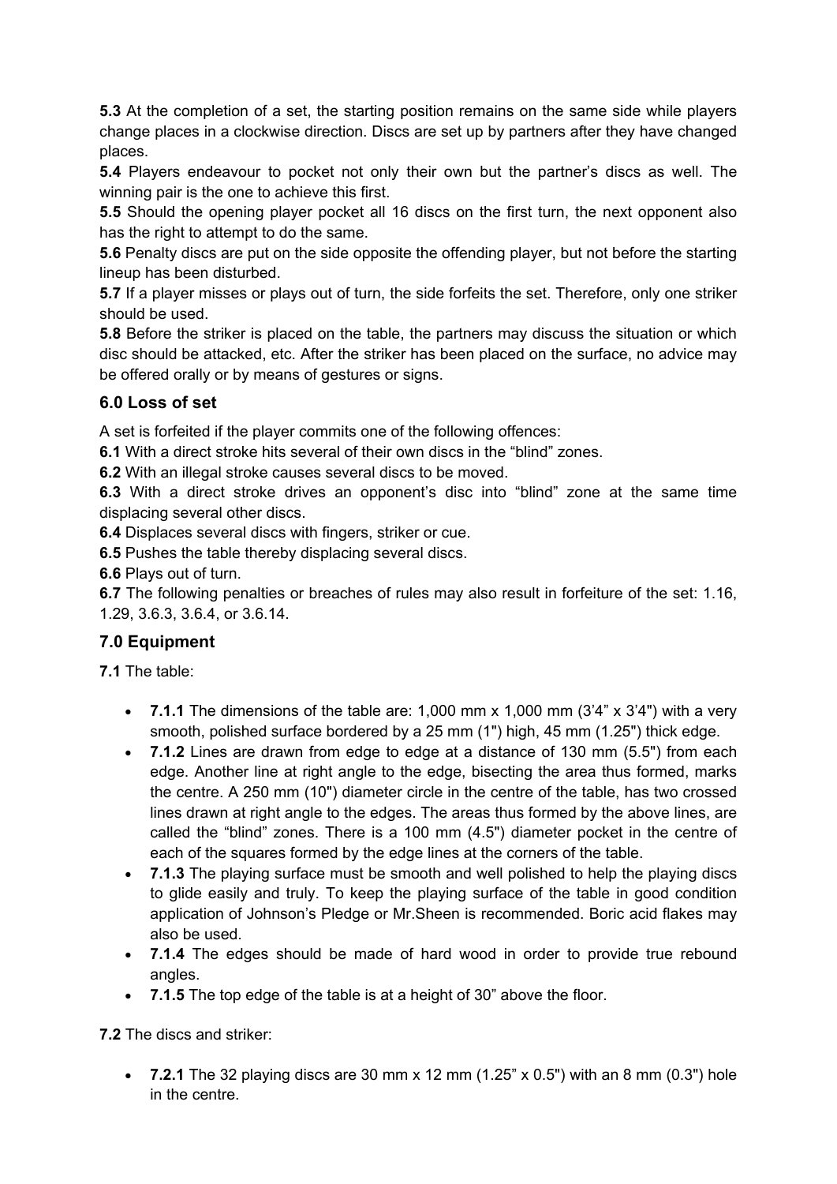**5.3** At the completion of a set, the starting position remains on the same side while players change places in a clockwise direction. Discs are set up by partners after they have changed places.

**5.4** Players endeavour to pocket not only their own but the partner's discs as well. The winning pair is the one to achieve this first.

**5.5** Should the opening player pocket all 16 discs on the first turn, the next opponent also has the right to attempt to do the same.

**5.6** Penalty discs are put on the side opposite the offending player, but not before the starting lineup has been disturbed.

**5.7** If a player misses or plays out of turn, the side forfeits the set. Therefore, only one striker should be used.

**5.8** Before the striker is placed on the table, the partners may discuss the situation or which disc should be attacked, etc. After the striker has been placed on the surface, no advice may be offered orally or by means of gestures or signs.

## 6.0 Loss of set

A set is forfeited if the player commits one of the following offences:

**6.1** With a direct stroke hits several of their own discs in the "blind" zones.

**6.2** With an illegal stroke causes several discs to be moved.

**6.3** With a direct stroke drives an opponent's disc into "blind" zone at the same time displacing several other discs.

**6.4** Displaces several discs with fingers, striker or cue.

**6.5** Pushes the table thereby displacing several discs.

**6.6** Plays out of turn.

**6.7** The following penalties or breaches of rules may also result in forfeiture of the set: 1.16, 1.29, 3.6.3, 3.6.4, or 3.6.14.

## 7.0 Equipment

**7.1** The table:

- **7.1.1** The dimensions of the table are: 1,000 mm x 1,000 mm (3'4" x 3'4") with a very smooth, polished surface bordered by a 25 mm (1") high, 45 mm (1.25") thick edge.
- **7.1.2** Lines are drawn from edge to edge at a distance of 130 mm (5.5") from each edge. Another line at right angle to the edge, bisecting the area thus formed, marks the centre. A 250 mm (10") diameter circle in the centre of the table, has two crossed lines drawn at right angle to the edges. The areas thus formed by the above lines, are called the "blind" zones. There is a 100 mm (4.5") diameter pocket in the centre of each of the squares formed by the edge lines at the corners of the table.
- **7.1.3** The playing surface must be smooth and well polished to help the playing discs to glide easily and truly. To keep the playing surface of the table in good condition application of Johnson's Pledge or Mr.Sheen is recommended. Boric acid flakes may also be used.
- **7.1.4** The edges should be made of hard wood in order to provide true rebound angles.
- **7.1.5** The top edge of the table is at a height of 30" above the floor.

**7.2** The discs and striker:

- **7.2.1** The 32 playing discs are 30 mm x 12 mm (1.25" x 0.5") with an 8 mm (0.3") hole in the centre.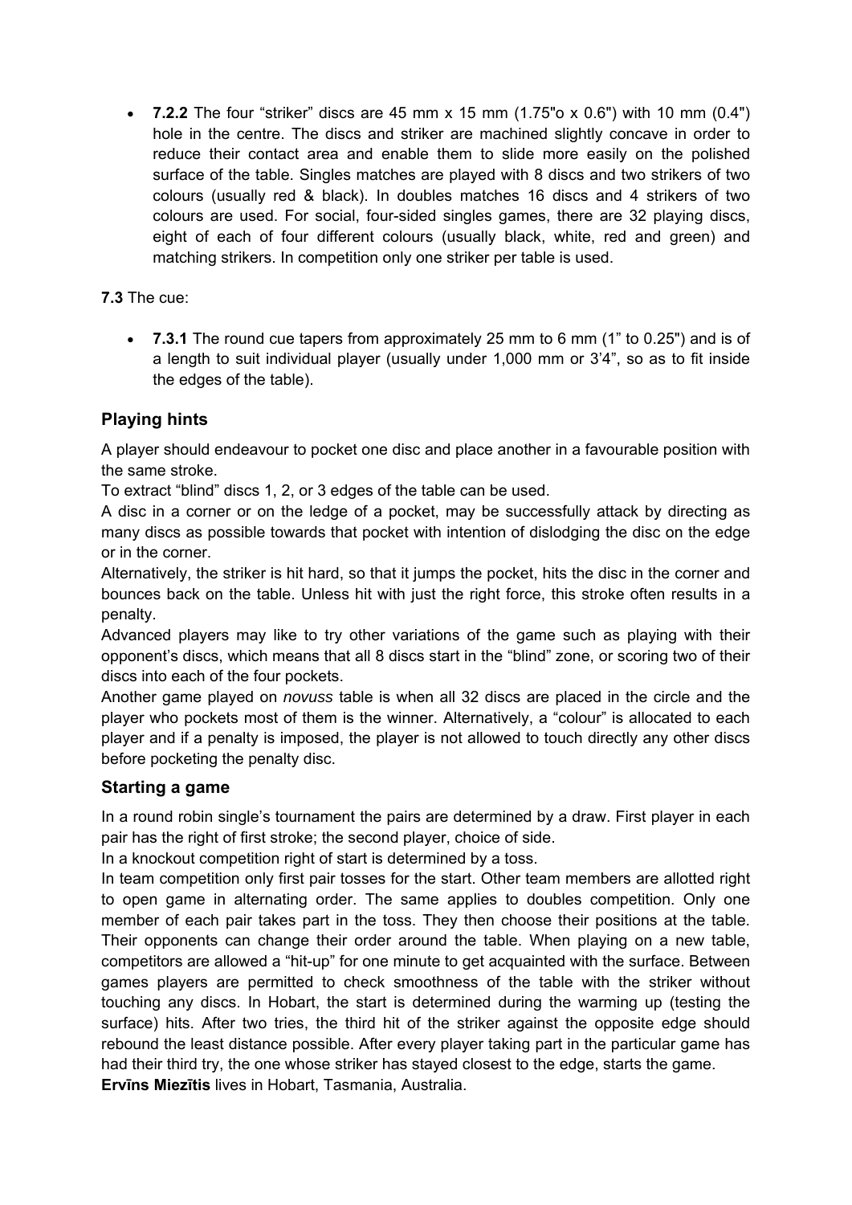- **7.2.2** The four "striker" discs are 45 mm x 15 mm (1.75"o x 0.6") with 10 mm (0.4") hole in the centre. The discs and striker are machined slightly concave in order to reduce their contact area and enable them to slide more easily on the polished surface of the table. Singles matches are played with 8 discs and two strikers of two colours (usually red & black). In doubles matches 16 discs and 4 strikers of two colours are used. For social, four-sided singles games, there are 32 playing discs, eight of each of four different colours (usually black, white, red and green) and matching strikers. In competition only one striker per table is used.

**7.3** The cue:

- **7.3.1** The round cue tapers from approximately 25 mm to 6 mm (1" to 0.25") and is of a length to suit individual player (usually under 1,000 mm or 3'4", so as to fit inside the edges of the table).

## Playing hints

A player should endeavour to pocket one disc and place another in a favourable position with the same stroke.

To extract "blind" discs 1, 2, or 3 edges of the table can be used.

A disc in a corner or on the ledge of a pocket, may be successfully attack by directing as many discs as possible towards that pocket with intention of dislodging the disc on the edge or in the corner.

Alternatively, the striker is hit hard, so that it jumps the pocket, hits the disc in the corner and bounces back on the table. Unless hit with just the right force, this stroke often results in a penalty.

Advanced players may like to try other variations of the game such as playing with their opponent's discs, which means that all 8 discs start in the "blind" zone, or scoring two of their discs into each of the four pockets.

Another game played on *novuss* table is when all 32 discs are placed in the circle and the player who pockets most of them is the winner. Alternatively, a "colour" is allocated to each player and if a penalty is imposed, the player is not allowed to touch directly any other discs before pocketing the penalty disc.

## Starting a game

In a round robin single's tournament the pairs are determined by a draw. First player in each pair has the right of first stroke; the second player, choice of side.

In a knockout competition right of start is determined by a toss.

In team competition only first pair tosses for the start. Other team members are allotted right to open game in alternating order. The same applies to doubles competition. Only one member of each pair takes part in the toss. They then choose their positions at the table. Their opponents can change their order around the table. When playing on a new table, competitors are allowed a "hit-up" for one minute to get acquainted with the surface. Between games players are permitted to check smoothness of the table with the striker without touching any discs. In Hobart, the start is determined during the warming up (testing the surface) hits. After two tries, the third hit of the striker against the opposite edge should rebound the least distance possible. After every player taking part in the particular game has had their third try, the one whose striker has stayed closest to the edge, starts the game.

**Ervīns Miezītis** lives in Hobart, Tasmania, Australia.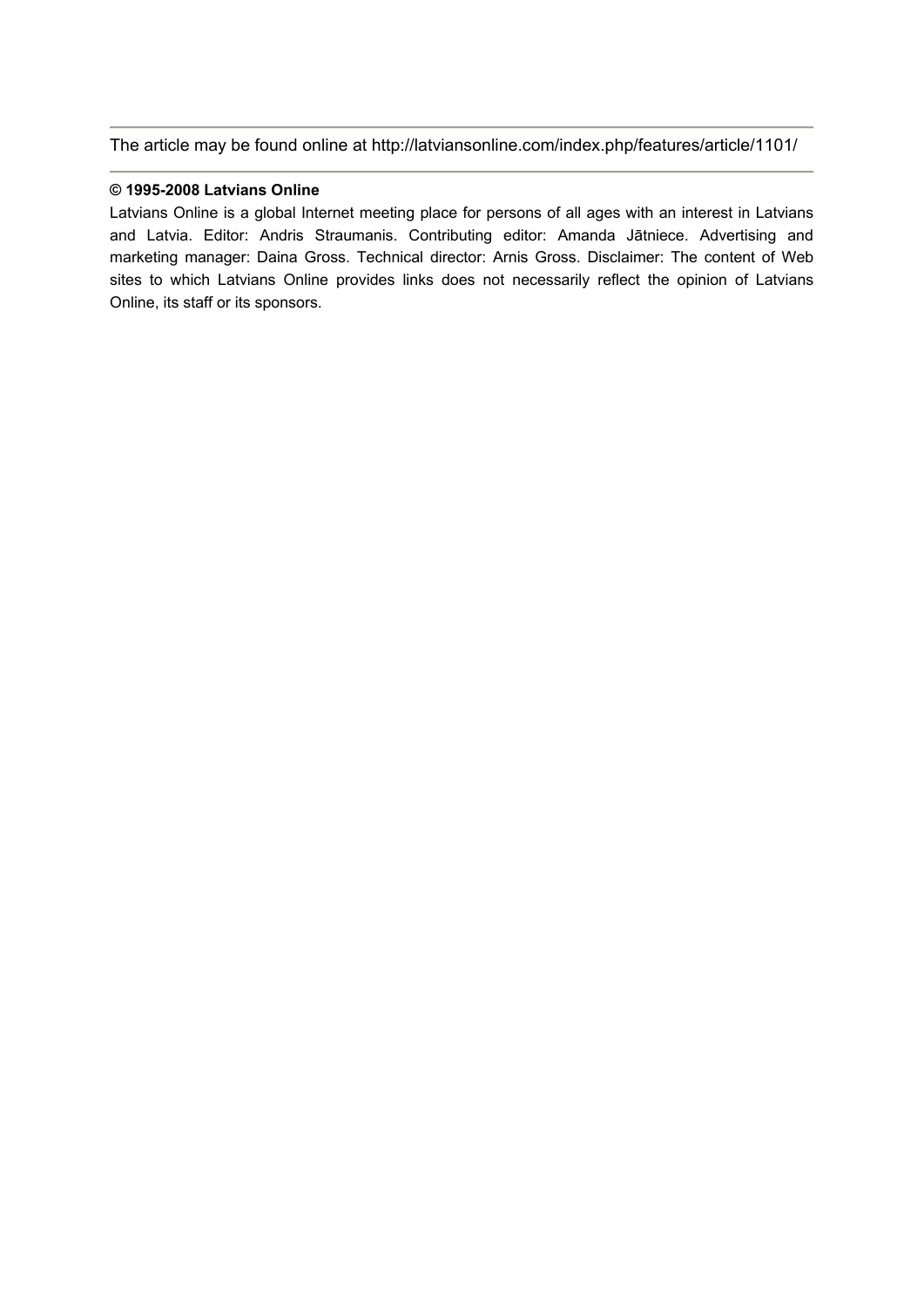---

The article may be found online at http://latviansonline.com/index.php/features/article/1101/

---

**© 1995-2008 Latvians Online**

Latvians Online is a global Internet meeting place for persons of all ages with an interest in Latvians and Latvia. Editor: Andris Straumanis. Contributing editor: Amanda Jātniece. Advertising and marketing manager: Daina Gross. Technical director: Arnis Gross. Disclaimer: The content of Web sites to which Latvians Online provides links does not necessarily reflect the opinion of Latvians Online, its staff or its sponsors.